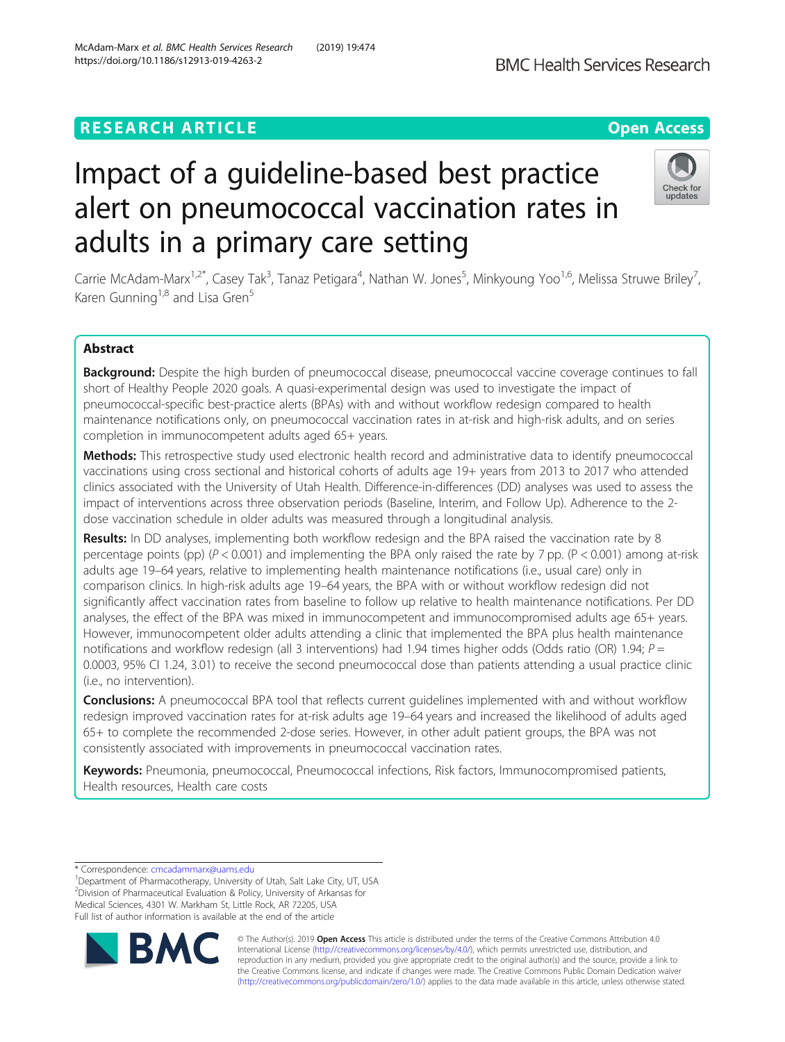RESEARCH ARTICLE

Open Access

# Impact of a guideline-based best practice alert on pneumococcal vaccination rates in adults in a primary care setting

Carrie McAdam-Marx[1,2*], Casey Tak[3], Tanaz Petigara[4], Nathan W. Jones[5], Minkyoung Yoo[1,6], Melissa Struwe Briley[7], Karen Gunning[1,8] and Lisa Gren[5]

## Abstract

**Background:** Despite the high burden of pneumococcal disease, pneumococcal vaccine coverage continues to fall short of Healthy People 2020 goals. A quasi-experimental design was used to investigate the impact of pneumococcal-specific best-practice alerts (BPAs) with and without workflow redesign compared to health maintenance notifications only, on pneumococcal vaccination rates in at-risk and high-risk adults, and on series completion in immunocompetent adults aged 65+ years.

**Methods:** This retrospective study used electronic health record and administrative data to identify pneumococcal vaccinations using cross sectional and historical cohorts of adults age 19+ years from 2013 to 2017 who attended clinics associated with the University of Utah Health. Difference-in-differences (DD) analyses was used to assess the impact of interventions across three observation periods (Baseline, Interim, and Follow Up). Adherence to the 2-dose vaccination schedule in older adults was measured through a longitudinal analysis.

**Results:** In DD analyses, implementing both workflow redesign and the BPA raised the vaccination rate by 8 percentage points (pp) ($P < 0.001$) and implementing the BPA only raised the rate by 7 pp. ($P < 0.001$) among at-risk adults age 19–64 years, relative to implementing health maintenance notifications (i.e., usual care) only in comparison clinics. In high-risk adults age 19–64 years, the BPA with or without workflow redesign did not significantly affect vaccination rates from baseline to follow up relative to health maintenance notifications. Per DD analyses, the effect of the BPA was mixed in immunocompetent and immunocompromised adults age 65+ years. However, immunocompetent older adults attending a clinic that implemented the BPA plus health maintenance notifications and workflow redesign (all 3 interventions) had 1.94 times higher odds (Odds ratio (OR) 1.94; $P = 0.0003$, 95% CI 1.24, 3.01) to receive the second pneumococcal dose than patients attending a usual practice clinic (i.e., no intervention).

**Conclusions:** A pneumococcal BPA tool that reflects current guidelines implemented with and without workflow redesign improved vaccination rates for at-risk adults age 19–64 years and increased the likelihood of adults aged 65+ to complete the recommended 2-dose series. However, in other adult patient groups, the BPA was not consistently associated with improvements in pneumococcal vaccination rates.

**Keywords:** Pneumonia, pneumococcal, Pneumococcal infections, Risk factors, Immunocompromised patients, Health resources, Health care costs

\* Correspondence: cmcadammarx@uams.edu
[1]Department of Pharmacotherapy, University of Utah, Salt Lake City, UT, USA
[2]Division of Pharmaceutical Evaluation & Policy, University of Arkansas for Medical Sciences, 4301 W. Markham St, Little Rock, AR 72205, USA
Full list of author information is available at the end of the article

© The Author(s). 2019 **Open Access** This article is distributed under the terms of the Creative Commons Attribution 4.0 International License (http://creativecommons.org/licenses/by/4.0/), which permits unrestricted use, distribution, and reproduction in any medium, provided you give appropriate credit to the original author(s) and the source, provide a link to the Creative Commons license, and indicate if changes were made. The Creative Commons Public Domain Dedication waiver (http://creativecommons.org/publicdomain/zero/1.0/) applies to the data made available in this article, unless otherwise stated.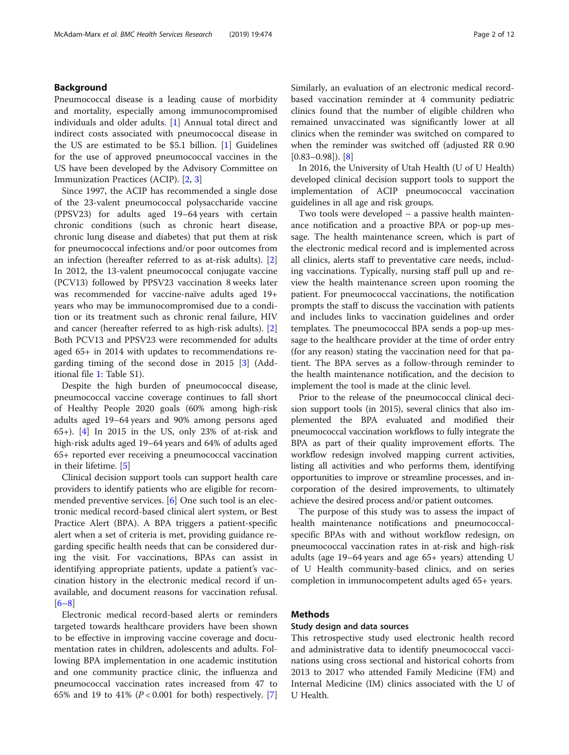## Background

Pneumococcal disease is a leading cause of morbidity and mortality, especially among immunocompromised individuals and older adults. [1] Annual total direct and indirect costs associated with pneumococcal disease in the US are estimated to be $5.1 billion. [1] Guidelines for the use of approved pneumococcal vaccines in the US have been developed by the Advisory Committee on Immunization Practices (ACIP). [2, 3]

Since 1997, the ACIP has recommended a single dose of the 23-valent pneumococcal polysaccharide vaccine (PPSV23) for adults aged 19–64 years with certain chronic conditions (such as chronic heart disease, chronic lung disease and diabetes) that put them at risk for pneumococcal infections and/or poor outcomes from an infection (hereafter referred to as at-risk adults). [2] In 2012, the 13-valent pneumococcal conjugate vaccine (PCV13) followed by PPSV23 vaccination 8 weeks later was recommended for vaccine-naïve adults aged 19+ years who may be immunocompromised due to a condition or its treatment such as chronic renal failure, HIV and cancer (hereafter referred to as high-risk adults). [2] Both PCV13 and PPSV23 were recommended for adults aged 65+ in 2014 with updates to recommendations regarding timing of the second dose in 2015 [3] (Additional file 1: Table S1).

Despite the high burden of pneumococcal disease, pneumococcal vaccine coverage continues to fall short of Healthy People 2020 goals (60% among high-risk adults aged 19–64 years and 90% among persons aged 65+). [4] In 2015 in the US, only 23% of at-risk and high-risk adults aged 19–64 years and 64% of adults aged 65+ reported ever receiving a pneumococcal vaccination in their lifetime. [5]

Clinical decision support tools can support health care providers to identify patients who are eligible for recommended preventive services. [6] One such tool is an electronic medical record-based clinical alert system, or Best Practice Alert (BPA). A BPA triggers a patient-specific alert when a set of criteria is met, providing guidance regarding specific health needs that can be considered during the visit. For vaccinations, BPAs can assist in identifying appropriate patients, update a patient's vaccination history in the electronic medical record if unavailable, and document reasons for vaccination refusal. [6–8]

Electronic medical record-based alerts or reminders targeted towards healthcare providers have been shown to be effective in improving vaccine coverage and documentation rates in children, adolescents and adults. Following BPA implementation in one academic institution and one community practice clinic, the influenza and pneumococcal vaccination rates increased from 47 to 65% and 19 to 41% ($P < 0.001$ for both) respectively. [7] Similarly, an evaluation of an electronic medical record-based vaccination reminder at 4 community pediatric clinics found that the number of eligible children who remained unvaccinated was significantly lower at all clinics when the reminder was switched on compared to when the reminder was switched off (adjusted RR 0.90 [0.83–0.98]). [8]

In 2016, the University of Utah Health (U of U Health) developed clinical decision support tools to support the implementation of ACIP pneumococcal vaccination guidelines in all age and risk groups.

Two tools were developed – a passive health maintenance notification and a proactive BPA or pop-up message. The health maintenance screen, which is part of the electronic medical record and is implemented across all clinics, alerts staff to preventative care needs, including vaccinations. Typically, nursing staff pull up and review the health maintenance screen upon rooming the patient. For pneumococcal vaccinations, the notification prompts the staff to discuss the vaccination with patients and includes links to vaccination guidelines and order templates. The pneumococcal BPA sends a pop-up message to the healthcare provider at the time of order entry (for any reason) stating the vaccination need for that patient. The BPA serves as a follow-through reminder to the health maintenance notification, and the decision to implement the tool is made at the clinic level.

Prior to the release of the pneumococcal clinical decision support tools (in 2015), several clinics that also implemented the BPA evaluated and modified their pneumococcal vaccination workflows to fully integrate the BPA as part of their quality improvement efforts. The workflow redesign involved mapping current activities, listing all activities and who performs them, identifying opportunities to improve or streamline processes, and incorporation of the desired improvements, to ultimately achieve the desired process and/or patient outcomes.

The purpose of this study was to assess the impact of health maintenance notifications and pneumococcal-specific BPAs with and without workflow redesign, on pneumococcal vaccination rates in at-risk and high-risk adults (age 19–64 years and age 65+ years) attending U of U Health community-based clinics, and on series completion in immunocompetent adults aged 65+ years.

## Methods

### Study design and data sources

This retrospective study used electronic health record and administrative data to identify pneumococcal vaccinations using cross sectional and historical cohorts from 2013 to 2017 who attended Family Medicine (FM) and Internal Medicine (IM) clinics associated with the U of U Health.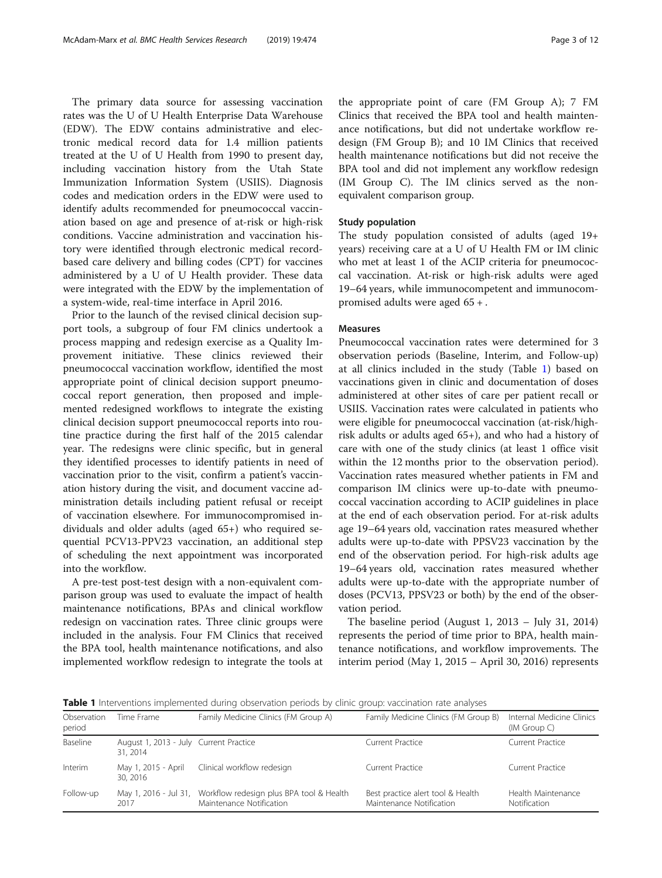The primary data source for assessing vaccination rates was the U of U Health Enterprise Data Warehouse (EDW). The EDW contains administrative and electronic medical record data for 1.4 million patients treated at the U of U Health from 1990 to present day, including vaccination history from the Utah State Immunization Information System (USIIS). Diagnosis codes and medication orders in the EDW were used to identify adults recommended for pneumococcal vaccination based on age and presence of at-risk or high-risk conditions. Vaccine administration and vaccination history were identified through electronic medical record-based care delivery and billing codes (CPT) for vaccines administered by a U of U Health provider. These data were integrated with the EDW by the implementation of a system-wide, real-time interface in April 2016.

Prior to the launch of the revised clinical decision support tools, a subgroup of four FM clinics undertook a process mapping and redesign exercise as a Quality Improvement initiative. These clinics reviewed their pneumococcal vaccination workflow, identified the most appropriate point of clinical decision support pneumococcal report generation, then proposed and implemented redesigned workflows to integrate the existing clinical decision support pneumococcal reports into routine practice during the first half of the 2015 calendar year. The redesigns were clinic specific, but in general they identified processes to identify patients in need of vaccination prior to the visit, confirm a patient's vaccination history during the visit, and document vaccine administration details including patient refusal or receipt of vaccination elsewhere. For immunocompromised individuals and older adults (aged 65+) who required sequential PCV13-PPV23 vaccination, an additional step of scheduling the next appointment was incorporated into the workflow.

A pre-test post-test design with a non-equivalent comparison group was used to evaluate the impact of health maintenance notifications, BPAs and clinical workflow redesign on vaccination rates. Three clinic groups were included in the analysis. Four FM Clinics that received the BPA tool, health maintenance notifications, and also implemented workflow redesign to integrate the tools at the appropriate point of care (FM Group A); 7 FM Clinics that received the BPA tool and health maintenance notifications, but did not undertake workflow redesign (FM Group B); and 10 IM Clinics that received health maintenance notifications but did not receive the BPA tool and did not implement any workflow redesign (IM Group C). The IM clinics served as the non-equivalent comparison group.

### Study population

The study population consisted of adults (aged 19+ years) receiving care at a U of U Health FM or IM clinic who met at least 1 of the ACIP criteria for pneumococcal vaccination. At-risk or high-risk adults were aged 19–64 years, while immunocompetent and immunocompromised adults were aged 65 + .

### Measures

Pneumococcal vaccination rates were determined for 3 observation periods (Baseline, Interim, and Follow-up) at all clinics included in the study (Table 1) based on vaccinations given in clinic and documentation of doses administered at other sites of care per patient recall or USIIS. Vaccination rates were calculated in patients who were eligible for pneumococcal vaccination (at-risk/high-risk adults or adults aged 65+), and who had a history of care with one of the study clinics (at least 1 office visit within the 12 months prior to the observation period). Vaccination rates measured whether patients in FM and comparison IM clinics were up-to-date with pneumococcal vaccination according to ACIP guidelines in place at the end of each observation period. For at-risk adults age 19–64 years old, vaccination rates measured whether adults were up-to-date with PPSV23 vaccination by the end of the observation period. For high-risk adults age 19–64 years old, vaccination rates measured whether adults were up-to-date with the appropriate number of doses (PCV13, PPSV23 or both) by the end of the observation period.

The baseline period (August 1, 2013 – July 31, 2014) represents the period of time prior to BPA, health maintenance notifications, and workflow improvements. The interim period (May 1, 2015 – April 30, 2016) represents

**Table 1** Interventions implemented during observation periods by clinic group: vaccination rate analyses

| Observation period | Time Frame | Family Medicine Clinics (FM Group A) | Family Medicine Clinics (FM Group B) | Internal Medicine Clinics (IM Group C) |
|---|---|---|---|---|
| Baseline | August 1, 2013 - July 31, 2014 | Current Practice | Current Practice | Current Practice |
| Interim | May 1, 2015 - April 30, 2016 | Clinical workflow redesign | Current Practice | Current Practice |
| Follow-up | May 1, 2016 - Jul 31, 2017 | Workflow redesign plus BPA tool & Health Maintenance Notification | Best practice alert tool & Health Maintenance Notification | Health Maintenance Notification |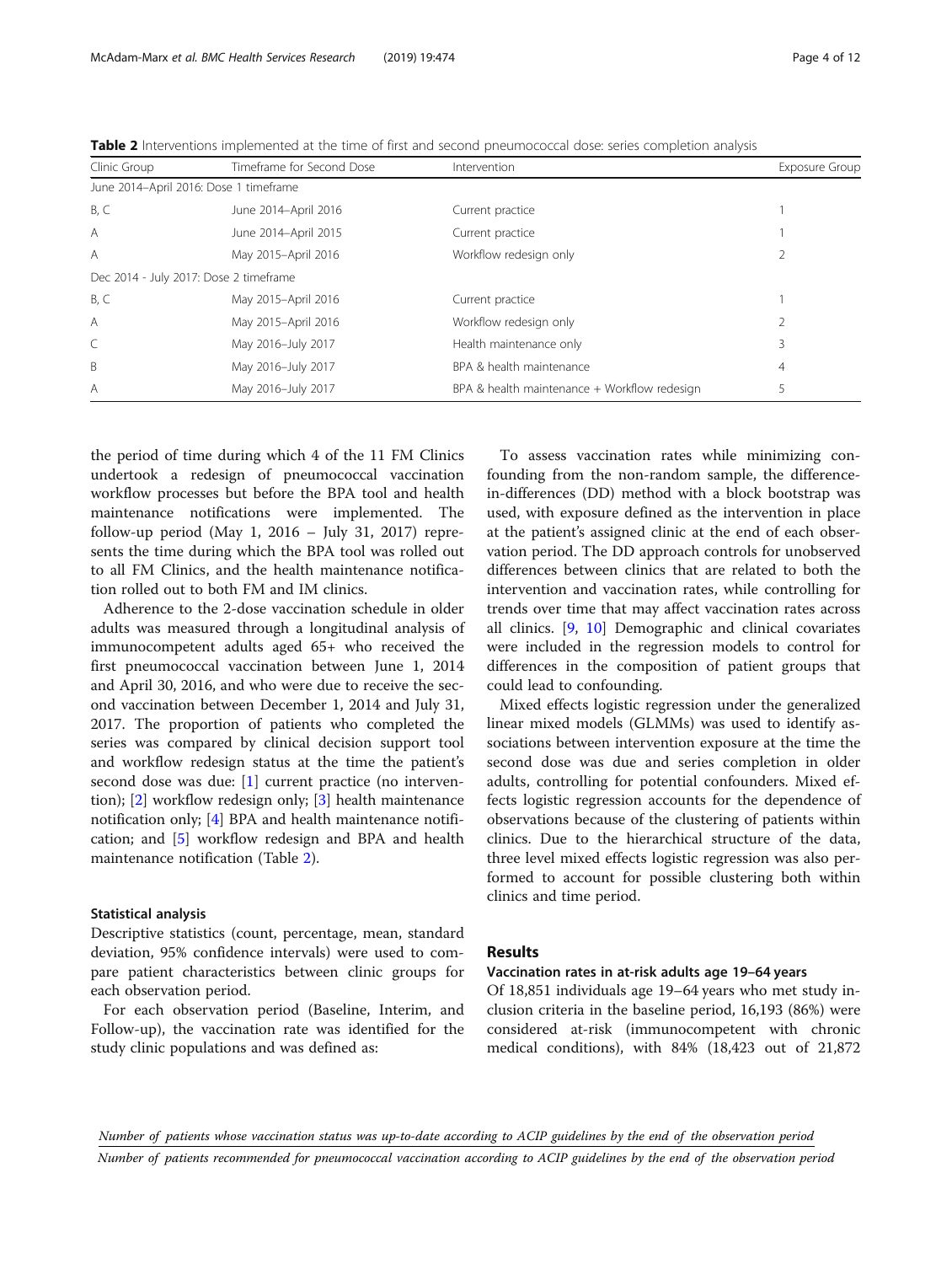**Table 2** Interventions implemented at the time of first and second pneumococcal dose: series completion analysis

| Clinic Group | Timeframe for Second Dose | Intervention | Exposure Group |
|---|---|---|---|
| June 2014–April 2016: Dose 1 timeframe | | | |
| B, C | June 2014–April 2016 | Current practice | 1 |
| A | June 2014–April 2015 | Current practice | 1 |
| A | May 2015–April 2016 | Workflow redesign only | 2 |
| Dec 2014 - July 2017: Dose 2 timeframe | | | |
| B, C | May 2015–April 2016 | Current practice | 1 |
| A | May 2015–April 2016 | Workflow redesign only | 2 |
| C | May 2016–July 2017 | Health maintenance only | 3 |
| B | May 2016–July 2017 | BPA & health maintenance | 4 |
| A | May 2016–July 2017 | BPA & health maintenance + Workflow redesign | 5 |

the period of time during which 4 of the 11 FM Clinics undertook a redesign of pneumococcal vaccination workflow processes but before the BPA tool and health maintenance notifications were implemented. The follow-up period (May 1, 2016 – July 31, 2017) represents the time during which the BPA tool was rolled out to all FM Clinics, and the health maintenance notification rolled out to both FM and IM clinics.

Adherence to the 2-dose vaccination schedule in older adults was measured through a longitudinal analysis of immunocompetent adults aged 65+ who received the first pneumococcal vaccination between June 1, 2014 and April 30, 2016, and who were due to receive the second vaccination between December 1, 2014 and July 31, 2017. The proportion of patients who completed the series was compared by clinical decision support tool and workflow redesign status at the time the patient's second dose was due: [1] current practice (no intervention); [2] workflow redesign only; [3] health maintenance notification only; [4] BPA and health maintenance notification; and [5] workflow redesign and BPA and health maintenance notification (Table 2).

### Statistical analysis

Descriptive statistics (count, percentage, mean, standard deviation, 95% confidence intervals) were used to compare patient characteristics between clinic groups for each observation period.

For each observation period (Baseline, Interim, and Follow-up), the vaccination rate was identified for the study clinic populations and was defined as:

$$\frac{\text{Number of patients whose vaccination status was up-to-date according to ACIP guidelines by the end of the observation period}}{\text{Number of patients recommended for pneumococcal vaccination according to ACIP guidelines by the end of the observation period}}$$

To assess vaccination rates while minimizing confounding from the non-random sample, the difference-in-differences (DD) method with a block bootstrap was used, with exposure defined as the intervention in place at the patient's assigned clinic at the end of each observation period. The DD approach controls for unobserved differences between clinics that are related to both the intervention and vaccination rates, while controlling for trends over time that may affect vaccination rates across all clinics. [9, 10] Demographic and clinical covariates were included in the regression models to control for differences in the composition of patient groups that could lead to confounding.

Mixed effects logistic regression under the generalized linear mixed models (GLMMs) was used to identify associations between intervention exposure at the time the second dose was due and series completion in older adults, controlling for potential confounders. Mixed effects logistic regression accounts for the dependence of observations because of the clustering of patients within clinics. Due to the hierarchical structure of the data, three level mixed effects logistic regression was also performed to account for possible clustering both within clinics and time period.

## Results

### Vaccination rates in at-risk adults age 19–64 years

Of 18,851 individuals age 19–64 years who met study inclusion criteria in the baseline period, 16,193 (86%) were considered at-risk (immunocompetent with chronic medical conditions), with 84% (18,423 out of 21,872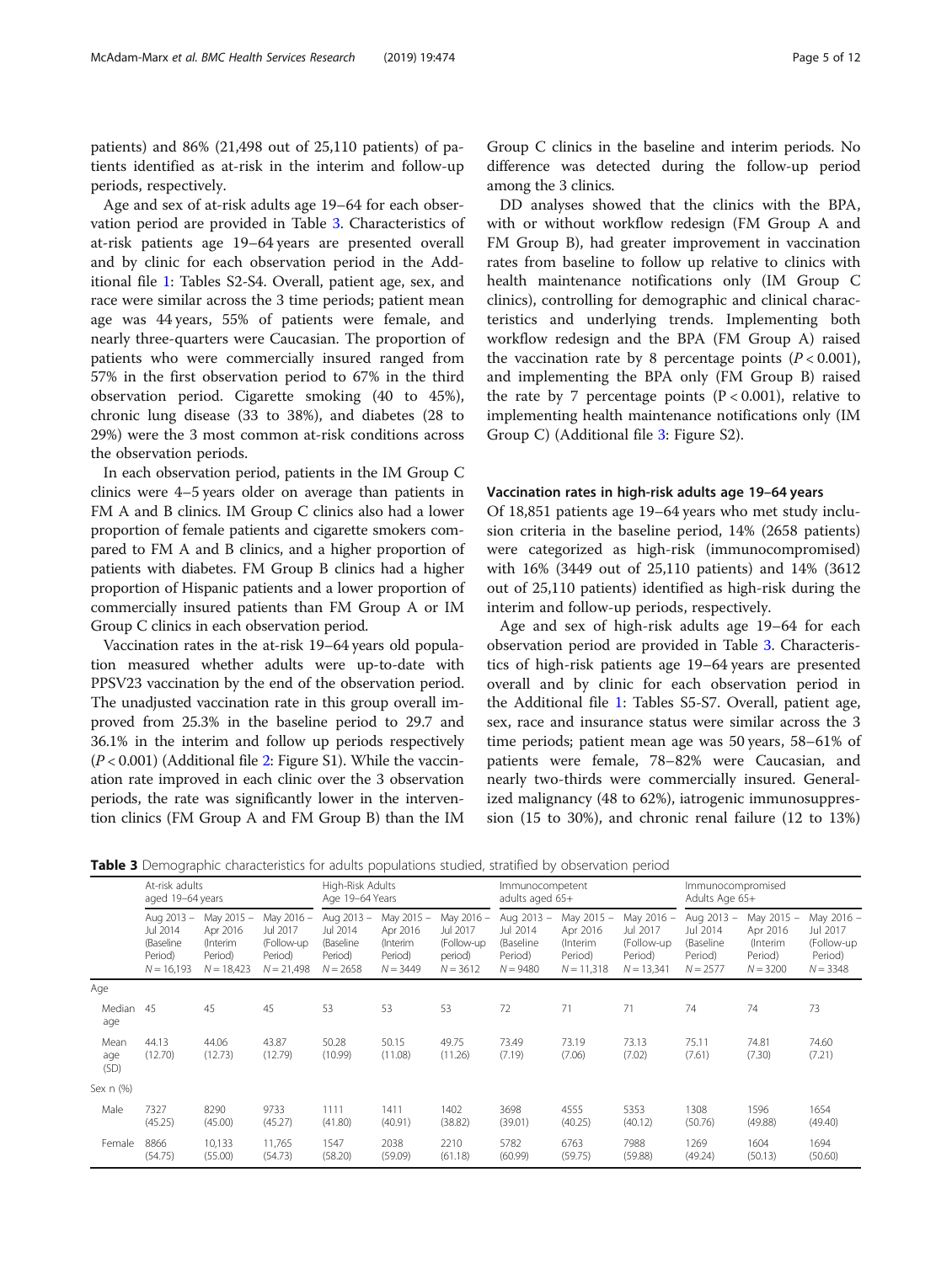patients) and 86% (21,498 out of 25,110 patients) of patients identified as at-risk in the interim and follow-up periods, respectively.

Age and sex of at-risk adults age 19–64 for each observation period are provided in Table 3. Characteristics of at-risk patients age 19–64 years are presented overall and by clinic for each observation period in the Additional file 1: Tables S2-S4. Overall, patient age, sex, and race were similar across the 3 time periods; patient mean age was 44 years, 55% of patients were female, and nearly three-quarters were Caucasian. The proportion of patients who were commercially insured ranged from 57% in the first observation period to 67% in the third observation period. Cigarette smoking (40 to 45%), chronic lung disease (33 to 38%), and diabetes (28 to 29%) were the 3 most common at-risk conditions across the observation periods.

In each observation period, patients in the IM Group C clinics were 4–5 years older on average than patients in FM A and B clinics. IM Group C clinics also had a lower proportion of female patients and cigarette smokers compared to FM A and B clinics, and a higher proportion of patients with diabetes. FM Group B clinics had a higher proportion of Hispanic patients and a lower proportion of commercially insured patients than FM Group A or IM Group C clinics in each observation period.

Vaccination rates in the at-risk 19–64 years old population measured whether adults were up-to-date with PPSV23 vaccination by the end of the observation period. The unadjusted vaccination rate in this group overall improved from 25.3% in the baseline period to 29.7 and 36.1% in the interim and follow up periods respectively ($P < 0.001$) (Additional file 2: Figure S1). While the vaccination rate improved in each clinic over the 3 observation periods, the rate was significantly lower in the intervention clinics (FM Group A and FM Group B) than the IM Group C clinics in the baseline and interim periods. No difference was detected during the follow-up period among the 3 clinics.

DD analyses showed that the clinics with the BPA, with or without workflow redesign (FM Group A and FM Group B), had greater improvement in vaccination rates from baseline to follow up relative to clinics with health maintenance notifications only (IM Group C clinics), controlling for demographic and clinical characteristics and underlying trends. Implementing both workflow redesign and the BPA (FM Group A) raised the vaccination rate by 8 percentage points ($P < 0.001$), and implementing the BPA only (FM Group B) raised the rate by 7 percentage points ($P < 0.001$), relative to implementing health maintenance notifications only (IM Group C) (Additional file 3: Figure S2).

### Vaccination rates in high-risk adults age 19–64 years

Of 18,851 patients age 19–64 years who met study inclusion criteria in the baseline period, 14% (2658 patients) were categorized as high-risk (immunocompromised) with 16% (3449 out of 25,110 patients) and 14% (3612 out of 25,110 patients) identified as high-risk during the interim and follow-up periods, respectively.

Age and sex of high-risk adults age 19–64 for each observation period are provided in Table 3. Characteristics of high-risk patients age 19–64 years are presented overall and by clinic for each observation period in the Additional file 1: Tables S5-S7. Overall, patient age, sex, race and insurance status were similar across the 3 time periods; patient mean age was 50 years, 58–61% of patients were female, 78–82% were Caucasian, and nearly two-thirds were commercially insured. Generalized malignancy (48 to 62%), iatrogenic immunosuppression (15 to 30%), and chronic renal failure (12 to 13%)

**Table 3** Demographic characteristics for adults populations studied, stratified by observation period

| | At-risk adults aged 19–64 years | | | High-Risk Adults Age 19–64 Years | | | Immunocompetent adults aged 65+ | | | Immunocompromised Adults Age 65+ | | |
|---|---|---|---|---|---|---|---|---|---|---|---|---|
| | Aug 2013 – Jul 2014 (Baseline Period) N = 16,193 | May 2015 – Apr 2016 (Interim Period) N = 18,423 | May 2016 – Jul 2017 (Follow-up Period) N = 21,498 | Aug 2013 – Jul 2014 (Baseline Period) N = 2658 | May 2015 – Apr 2016 (Interim Period) N = 3449 | May 2016 – Jul 2017 (Follow-up period) N = 3612 | Aug 2013 – Jul 2014 (Baseline Period) N = 9480 | May 2015 – Apr 2016 (Interim Period) N = 11,318 | May 2016 – Jul 2017 (Follow-up Period) N = 13,341 | Aug 2013 – Jul 2014 (Baseline Period) N = 2577 | May 2015 – Apr 2016 (Interim Period) N = 3200 | May 2016 – Jul 2017 (Follow-up Period) N = 3348 |
| Age | | | | | | | | | | | | |
| Median age | 45 | 45 | 45 | 53 | 53 | 53 | 72 | 71 | 71 | 74 | 74 | 73 |
| Mean age (SD) | 44.13 (12.70) | 44.06 (12.73) | 43.87 (12.79) | 50.28 (10.99) | 50.15 (11.08) | 49.75 (11.26) | 73.49 (7.19) | 73.19 (7.06) | 73.13 (7.02) | 75.11 (7.61) | 74.81 (7.30) | 74.60 (7.21) |
| Sex n (%) | | | | | | | | | | | | |
| Male | 7327 (45.25) | 8290 (45.00) | 9733 (45.27) | 1111 (41.80) | 1411 (40.91) | 1402 (38.82) | 3698 (39.01) | 4555 (40.25) | 5353 (40.12) | 1308 (50.76) | 1596 (49.88) | 1654 (49.40) |
| Female | 8866 (54.75) | 10,133 (55.00) | 11,765 (54.73) | 1547 (58.20) | 2038 (59.09) | 2210 (61.18) | 5782 (60.99) | 6763 (59.75) | 7988 (59.88) | 1269 (49.24) | 1604 (50.13) | 1694 (50.60) |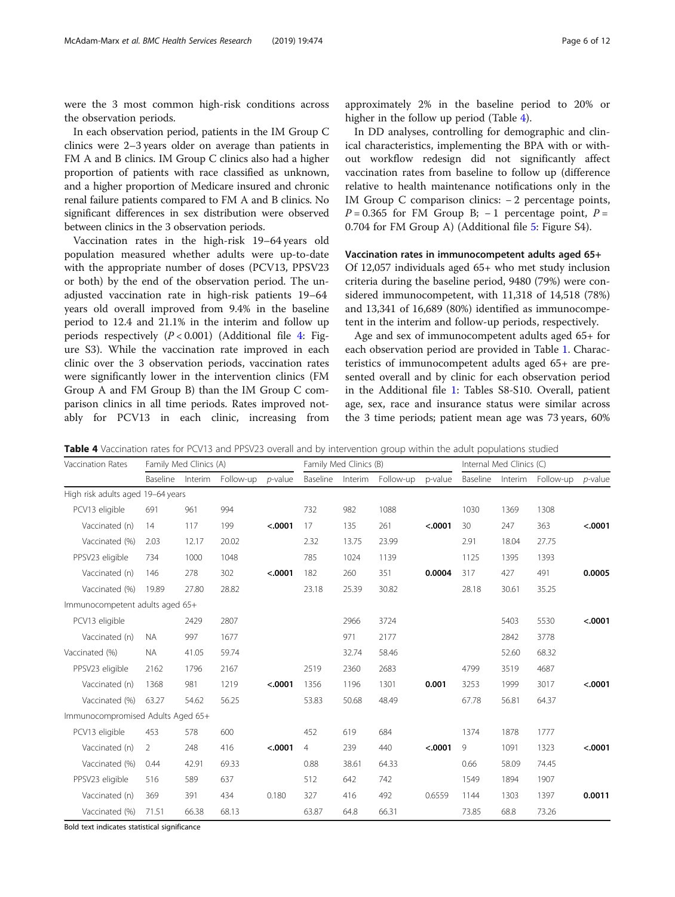were the 3 most common high-risk conditions across the observation periods.

In each observation period, patients in the IM Group C clinics were 2–3 years older on average than patients in FM A and B clinics. IM Group C clinics also had a higher proportion of patients with race classified as unknown, and a higher proportion of Medicare insured and chronic renal failure patients compared to FM A and B clinics. No significant differences in sex distribution were observed between clinics in the 3 observation periods.

Vaccination rates in the high-risk 19–64 years old population measured whether adults were up-to-date with the appropriate number of doses (PCV13, PPSV23 or both) by the end of the observation period. The unadjusted vaccination rate in high-risk patients 19–64 years old overall improved from 9.4% in the baseline period to 12.4 and 21.1% in the interim and follow up periods respectively ($P < 0.001$) (Additional file 4: Figure S3). While the vaccination rate improved in each clinic over the 3 observation periods, vaccination rates were significantly lower in the intervention clinics (FM Group A and FM Group B) than the IM Group C comparison clinics in all time periods. Rates improved notably for PCV13 in each clinic, increasing from approximately 2% in the baseline period to 20% or higher in the follow up period (Table 4).

In DD analyses, controlling for demographic and clinical characteristics, implementing the BPA with or without workflow redesign did not significantly affect vaccination rates from baseline to follow up (difference relative to health maintenance notifications only in the IM Group C comparison clinics: −2 percentage points, $P = 0.365$ for FM Group B; −1 percentage point, $P = 0.704$ for FM Group A) (Additional file 5: Figure S4).

### Vaccination rates in immunocompetent adults aged 65+

Of 12,057 individuals aged 65+ who met study inclusion criteria during the baseline period, 9480 (79%) were considered immunocompetent, with 11,318 of 14,518 (78%) and 13,341 of 16,689 (80%) identified as immunocompetent in the interim and follow-up periods, respectively.

Age and sex of immunocompetent adults aged 65+ for each observation period are provided in Table 1. Characteristics of immunocompetent adults aged 65+ are presented overall and by clinic for each observation period in the Additional file 1: Tables S8-S10. Overall, patient age, sex, race and insurance status were similar across the 3 time periods; patient mean age was 73 years, 60%

**Table 4** Vaccination rates for PCV13 and PPSV23 overall and by intervention group within the adult populations studied

| Vaccination Rates | Family Med Clinics (A) | | | | Family Med Clinics (B) | | | | Internal Med Clinics (C) | | | |
|---|---|---|---|---|---|---|---|---|---|---|---|---|
| | Baseline | Interim | Follow-up | *p*-value | Baseline | Interim | Follow-up | p-value | Baseline | Interim | Follow-up | *p*-value |
| High risk adults aged 19–64 years | | | | | | | | | | | | |
| PCV13 eligible | 691 | 961 | 994 | | 732 | 982 | 1088 | | 1030 | 1369 | 1308 | |
| Vaccinated (n) | 14 | 117 | 199 | **<.0001** | 17 | 135 | 261 | **<.0001** | 30 | 247 | 363 | **<.0001** |
| Vaccinated (%) | 2.03 | 12.17 | 20.02 | | 2.32 | 13.75 | 23.99 | | 2.91 | 18.04 | 27.75 | |
| PPSV23 eligible | 734 | 1000 | 1048 | | 785 | 1024 | 1139 | | 1125 | 1395 | 1393 | |
| Vaccinated (n) | 146 | 278 | 302 | **<.0001** | 182 | 260 | 351 | **0.0004** | 317 | 427 | 491 | **0.0005** |
| Vaccinated (%) | 19.89 | 27.80 | 28.82 | | 23.18 | 25.39 | 30.82 | | 28.18 | 30.61 | 35.25 | |
| Immunocompetent adults aged 65+ | | | | | | | | | | | | |
| PCV13 eligible | | 2429 | 2807 | | | 2966 | 3724 | | | 5403 | 5530 | **<.0001** |
| Vaccinated (n) | NA | 997 | 1677 | | | 971 | 2177 | | | 2842 | 3778 | |
| Vaccinated (%) | NA | 41.05 | 59.74 | | | 32.74 | 58.46 | | | 52.60 | 68.32 | |
| PPSV23 eligible | 2162 | 1796 | 2167 | | 2519 | 2360 | 2683 | | 4799 | 3519 | 4687 | |
| Vaccinated (n) | 1368 | 981 | 1219 | **<.0001** | 1356 | 1196 | 1301 | **0.001** | 3253 | 1999 | 3017 | **<.0001** |
| Vaccinated (%) | 63.27 | 54.62 | 56.25 | | 53.83 | 50.68 | 48.49 | | 67.78 | 56.81 | 64.37 | |
| Immunocompromised Adults Aged 65+ | | | | | | | | | | | | |
| PCV13 eligible | 453 | 578 | 600 | | 452 | 619 | 684 | | 1374 | 1878 | 1777 | |
| Vaccinated (n) | 2 | 248 | 416 | **<.0001** | 4 | 239 | 440 | **<.0001** | 9 | 1091 | 1323 | **<.0001** |
| Vaccinated (%) | 0.44 | 42.91 | 69.33 | | 0.88 | 38.61 | 64.33 | | 0.66 | 58.09 | 74.45 | |
| PPSV23 eligible | 516 | 589 | 637 | | 512 | 642 | 742 | | 1549 | 1894 | 1907 | |
| Vaccinated (n) | 369 | 391 | 434 | 0.180 | 327 | 416 | 492 | 0.6559 | 1144 | 1303 | 1397 | **0.0011** |
| Vaccinated (%) | 71.51 | 66.38 | 68.13 | | 63.87 | 64.8 | 66.31 | | 73.85 | 68.8 | 73.26 | |

Bold text indicates statistical significance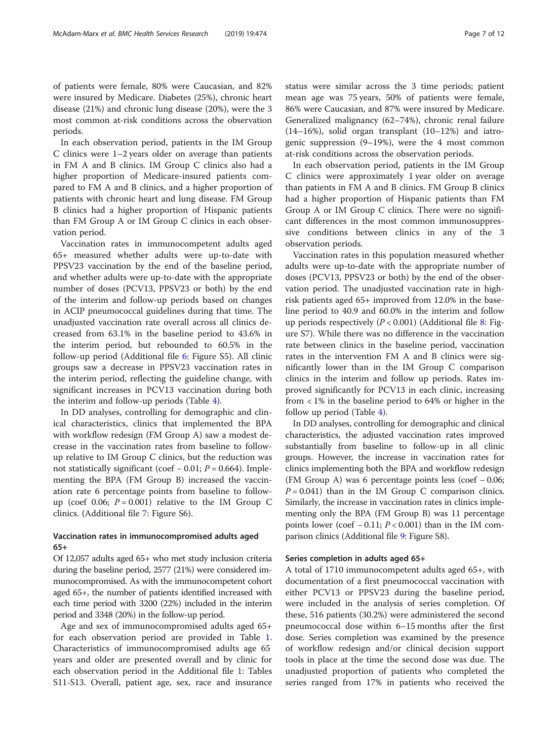of patients were female, 80% were Caucasian, and 82% were insured by Medicare. Diabetes (25%), chronic heart disease (21%) and chronic lung disease (20%), were the 3 most common at-risk conditions across the observation periods.

In each observation period, patients in the IM Group C clinics were 1–2 years older on average than patients in FM A and B clinics. IM Group C clinics also had a higher proportion of Medicare-insured patients compared to FM A and B clinics, and a higher proportion of patients with chronic heart and lung disease. FM Group B clinics had a higher proportion of Hispanic patients than FM Group A or IM Group C clinics in each observation period.

Vaccination rates in immunocompetent adults aged 65+ measured whether adults were up-to-date with PPSV23 vaccination by the end of the baseline period, and whether adults were up-to-date with the appropriate number of doses (PCV13, PPSV23 or both) by the end of the interim and follow-up periods based on changes in ACIP pneumococcal guidelines during that time. The unadjusted vaccination rate overall across all clinics decreased from 63.1% in the baseline period to 43.6% in the interim period, but rebounded to 60.5% in the follow-up period (Additional file 6: Figure S5). All clinic groups saw a decrease in PPSV23 vaccination rates in the interim period, reflecting the guideline change, with significant increases in PCV13 vaccination during both the interim and follow-up periods (Table 4).

In DD analyses, controlling for demographic and clinical characteristics, clinics that implemented the BPA with workflow redesign (FM Group A) saw a modest decrease in the vaccination rates from baseline to follow-up relative to IM Group C clinics, but the reduction was not statistically significant (coef − 0.01; $P = 0.664$). Implementing the BPA (FM Group B) increased the vaccination rate 6 percentage points from baseline to follow-up (coef 0.06; $P = 0.001$) relative to the IM Group C clinics. (Additional file 7: Figure S6).

### Vaccination rates in immunocompromised adults aged 65+

Of 12,057 adults aged 65+ who met study inclusion criteria during the baseline period, 2577 (21%) were considered immunocompromised. As with the immunocompetent cohort aged 65+, the number of patients identified increased with each time period with 3200 (22%) included in the interim period and 3348 (20%) in the follow-up period.

Age and sex of immunocompromised adults aged 65+ for each observation period are provided in Table 1. Characteristics of immunocompromised adults age 65 years and older are presented overall and by clinic for each observation period in the Additional file 1: Tables S11-S13. Overall, patient age, sex, race and insurance status were similar across the 3 time periods; patient mean age was 75 years, 50% of patients were female, 86% were Caucasian, and 87% were insured by Medicare. Generalized malignancy (62–74%), chronic renal failure (14–16%), solid organ transplant (10–12%) and iatrogenic suppression (9–19%), were the 4 most common at-risk conditions across the observation periods.

In each observation period, patients in the IM Group C clinics were approximately 1 year older on average than patients in FM A and B clinics. FM Group B clinics had a higher proportion of Hispanic patients than FM Group A or IM Group C clinics. There were no significant differences in the most common immunosuppressive conditions between clinics in any of the 3 observation periods.

Vaccination rates in this population measured whether adults were up-to-date with the appropriate number of doses (PCV13, PPSV23 or both) by the end of the observation period. The unadjusted vaccination rate in high-risk patients aged 65+ improved from 12.0% in the baseline period to 40.9 and 60.0% in the interim and follow up periods respectively ($P < 0.001$) (Additional file 8: Figure S7). While there was no difference in the vaccination rate between clinics in the baseline period, vaccination rates in the intervention FM A and B clinics were significantly lower than in the IM Group C comparison clinics in the interim and follow up periods. Rates improved significantly for PCV13 in each clinic, increasing from < 1% in the baseline period to 64% or higher in the follow up period (Table 4).

In DD analyses, controlling for demographic and clinical characteristics, the adjusted vaccination rates improved substantially from baseline to follow-up in all clinic groups. However, the increase in vaccination rates for clinics implementing both the BPA and workflow redesign (FM Group A) was 6 percentage points less (coef − 0.06; $P = 0.041$) than in the IM Group C comparison clinics. Similarly, the increase in vaccination rates in clinics implementing only the BPA (FM Group B) was 11 percentage points lower (coef − 0.11; $P < 0.001$) than in the IM comparison clinics (Additional file 9: Figure S8).

### Series completion in adults aged 65+

A total of 1710 immunocompetent adults aged 65+, with documentation of a first pneumococcal vaccination with either PCV13 or PPSV23 during the baseline period, were included in the analysis of series completion. Of these, 516 patients (30.2%) were administered the second pneumococcal dose within 6–15 months after the first dose. Series completion was examined by the presence of workflow redesign and/or clinical decision support tools in place at the time the second dose was due. The unadjusted proportion of patients who completed the series ranged from 17% in patients who received the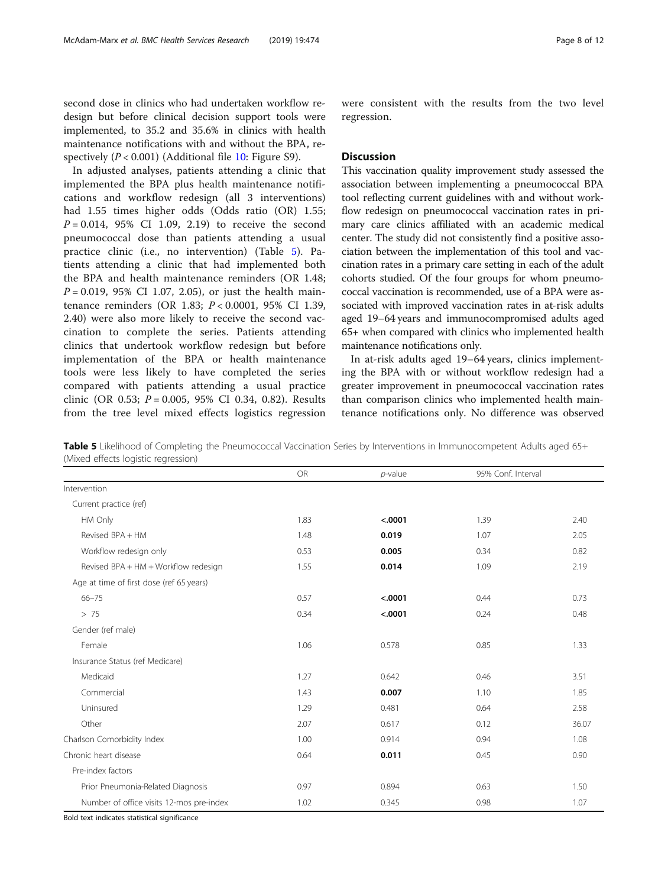second dose in clinics who had undertaken workflow redesign but before clinical decision support tools were implemented, to 35.2 and 35.6% in clinics with health maintenance notifications with and without the BPA, respectively ($P < 0.001$) (Additional file 10: Figure S9).

In adjusted analyses, patients attending a clinic that implemented the BPA plus health maintenance notifications and workflow redesign (all 3 interventions) had 1.55 times higher odds (Odds ratio (OR) 1.55; $P = 0.014$, 95% CI 1.09, 2.19) to receive the second pneumococcal dose than patients attending a usual practice clinic (i.e., no intervention) (Table 5). Patients attending a clinic that had implemented both the BPA and health maintenance reminders (OR 1.48; $P = 0.019$, 95% CI 1.07, 2.05), or just the health maintenance reminders (OR 1.83; $P < 0.0001$, 95% CI 1.39, 2.40) were also more likely to receive the second vaccination to complete the series. Patients attending clinics that undertook workflow redesign but before implementation of the BPA or health maintenance tools were less likely to have completed the series compared with patients attending a usual practice clinic (OR 0.53; $P = 0.005$, 95% CI 0.34, 0.82). Results from the tree level mixed effects logistics regression were consistent with the results from the two level regression.

## Discussion

This vaccination quality improvement study assessed the association between implementing a pneumococcal BPA tool reflecting current guidelines with and without workflow redesign on pneumococcal vaccination rates in primary care clinics affiliated with an academic medical center. The study did not consistently find a positive association between the implementation of this tool and vaccination rates in a primary care setting in each of the adult cohorts studied. Of the four groups for whom pneumococcal vaccination is recommended, use of a BPA were associated with improved vaccination rates in at-risk adults aged 19–64 years and immunocompromised adults aged 65+ when compared with clinics who implemented health maintenance notifications only.

In at-risk adults aged 19–64 years, clinics implementing the BPA with or without workflow redesign had a greater improvement in pneumococcal vaccination rates than comparison clinics who implemented health maintenance notifications only. No difference was observed

**Table 5** Likelihood of Completing the Pneumococcal Vaccination Series by Interventions in Immunocompetent Adults aged 65+ (Mixed effects logistic regression)

| | OR | *p*-value | 95% Conf. Interval | |
|---|---|---|---|---|
| Intervention | | | | |
| Current practice (ref) | | | | |
| HM Only | 1.83 | **<.0001** | 1.39 | 2.40 |
| Revised BPA + HM | 1.48 | **0.019** | 1.07 | 2.05 |
| Workflow redesign only | 0.53 | **0.005** | 0.34 | 0.82 |
| Revised BPA + HM + Workflow redesign | 1.55 | **0.014** | 1.09 | 2.19 |
| Age at time of first dose (ref 65 years) | | | | |
| 66–75 | 0.57 | **<.0001** | 0.44 | 0.73 |
| > 75 | 0.34 | **<.0001** | 0.24 | 0.48 |
| Gender (ref male) | | | | |
| Female | 1.06 | 0.578 | 0.85 | 1.33 |
| Insurance Status (ref Medicare) | | | | |
| Medicaid | 1.27 | 0.642 | 0.46 | 3.51 |
| Commercial | 1.43 | **0.007** | 1.10 | 1.85 |
| Uninsured | 1.29 | 0.481 | 0.64 | 2.58 |
| Other | 2.07 | 0.617 | 0.12 | 36.07 |
| Charlson Comorbidity Index | 1.00 | 0.914 | 0.94 | 1.08 |
| Chronic heart disease | 0.64 | **0.011** | 0.45 | 0.90 |
| Pre-index factors | | | | |
| Prior Pneumonia-Related Diagnosis | 0.97 | 0.894 | 0.63 | 1.50 |
| Number of office visits 12-mos pre-index | 1.02 | 0.345 | 0.98 | 1.07 |

Bold text indicates statistical significance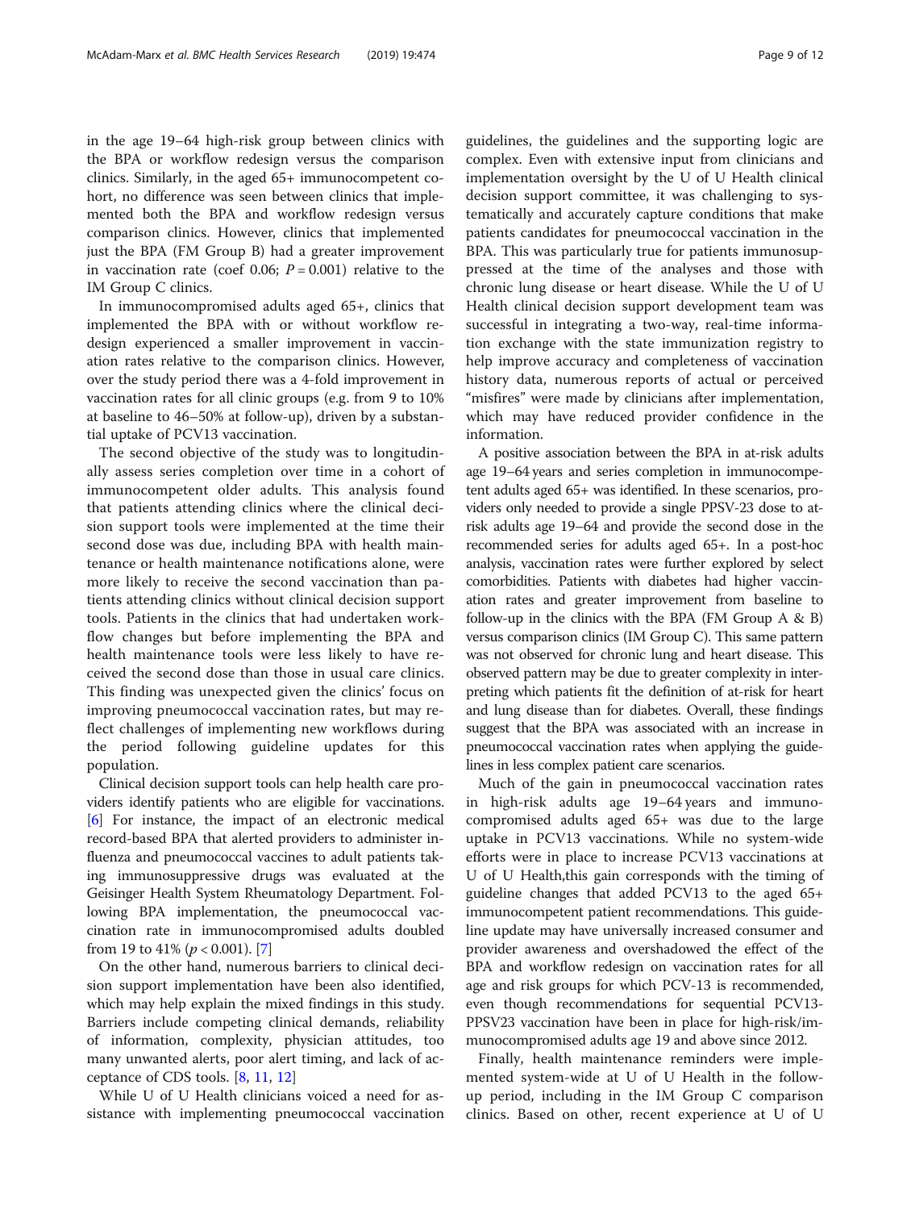in the age 19–64 high-risk group between clinics with the BPA or workflow redesign versus the comparison clinics. Similarly, in the aged 65+ immunocompetent cohort, no difference was seen between clinics that implemented both the BPA and workflow redesign versus comparison clinics. However, clinics that implemented just the BPA (FM Group B) had a greater improvement in vaccination rate (coef 0.06; $P = 0.001$) relative to the IM Group C clinics.

In immunocompromised adults aged 65+, clinics that implemented the BPA with or without workflow redesign experienced a smaller improvement in vaccination rates relative to the comparison clinics. However, over the study period there was a 4-fold improvement in vaccination rates for all clinic groups (e.g. from 9 to 10% at baseline to 46–50% at follow-up), driven by a substantial uptake of PCV13 vaccination.

The second objective of the study was to longitudinally assess series completion over time in a cohort of immunocompetent older adults. This analysis found that patients attending clinics where the clinical decision support tools were implemented at the time their second dose was due, including BPA with health maintenance or health maintenance notifications alone, were more likely to receive the second vaccination than patients attending clinics without clinical decision support tools. Patients in the clinics that had undertaken workflow changes but before implementing the BPA and health maintenance tools were less likely to have received the second dose than those in usual care clinics. This finding was unexpected given the clinics' focus on improving pneumococcal vaccination rates, but may reflect challenges of implementing new workflows during the period following guideline updates for this population.

Clinical decision support tools can help health care providers identify patients who are eligible for vaccinations. [6] For instance, the impact of an electronic medical record-based BPA that alerted providers to administer influenza and pneumococcal vaccines to adult patients taking immunosuppressive drugs was evaluated at the Geisinger Health System Rheumatology Department. Following BPA implementation, the pneumococcal vaccination rate in immunocompromised adults doubled from 19 to 41% ($p < 0.001$). [7]

On the other hand, numerous barriers to clinical decision support implementation have been also identified, which may help explain the mixed findings in this study. Barriers include competing clinical demands, reliability of information, complexity, physician attitudes, too many unwanted alerts, poor alert timing, and lack of acceptance of CDS tools. [8, 11, 12]

While U of U Health clinicians voiced a need for assistance with implementing pneumococcal vaccination guidelines, the guidelines and the supporting logic are complex. Even with extensive input from clinicians and implementation oversight by the U of U Health clinical decision support committee, it was challenging to systematically and accurately capture conditions that make patients candidates for pneumococcal vaccination in the BPA. This was particularly true for patients immunosuppressed at the time of the analyses and those with chronic lung disease or heart disease. While the U of U Health clinical decision support development team was successful in integrating a two-way, real-time information exchange with the state immunization registry to help improve accuracy and completeness of vaccination history data, numerous reports of actual or perceived "misfires" were made by clinicians after implementation, which may have reduced provider confidence in the information.

A positive association between the BPA in at-risk adults age 19–64 years and series completion in immunocompetent adults aged 65+ was identified. In these scenarios, providers only needed to provide a single PPSV-23 dose to at-risk adults age 19–64 and provide the second dose in the recommended series for adults aged 65+. In a post-hoc analysis, vaccination rates were further explored by select comorbidities. Patients with diabetes had higher vaccination rates and greater improvement from baseline to follow-up in the clinics with the BPA (FM Group A & B) versus comparison clinics (IM Group C). This same pattern was not observed for chronic lung and heart disease. This observed pattern may be due to greater complexity in interpreting which patients fit the definition of at-risk for heart and lung disease than for diabetes. Overall, these findings suggest that the BPA was associated with an increase in pneumococcal vaccination rates when applying the guidelines in less complex patient care scenarios.

Much of the gain in pneumococcal vaccination rates in high-risk adults age 19–64 years and immunocompromised adults aged 65+ was due to the large uptake in PCV13 vaccinations. While no system-wide efforts were in place to increase PCV13 vaccinations at U of U Health,this gain corresponds with the timing of guideline changes that added PCV13 to the aged 65+ immunocompetent patient recommendations. This guideline update may have universally increased consumer and provider awareness and overshadowed the effect of the BPA and workflow redesign on vaccination rates for all age and risk groups for which PCV-13 is recommended, even though recommendations for sequential PCV13-PPSV23 vaccination have been in place for high-risk/immunocompromised adults age 19 and above since 2012.

Finally, health maintenance reminders were implemented system-wide at U of U Health in the follow-up period, including in the IM Group C comparison clinics. Based on other, recent experience at U of U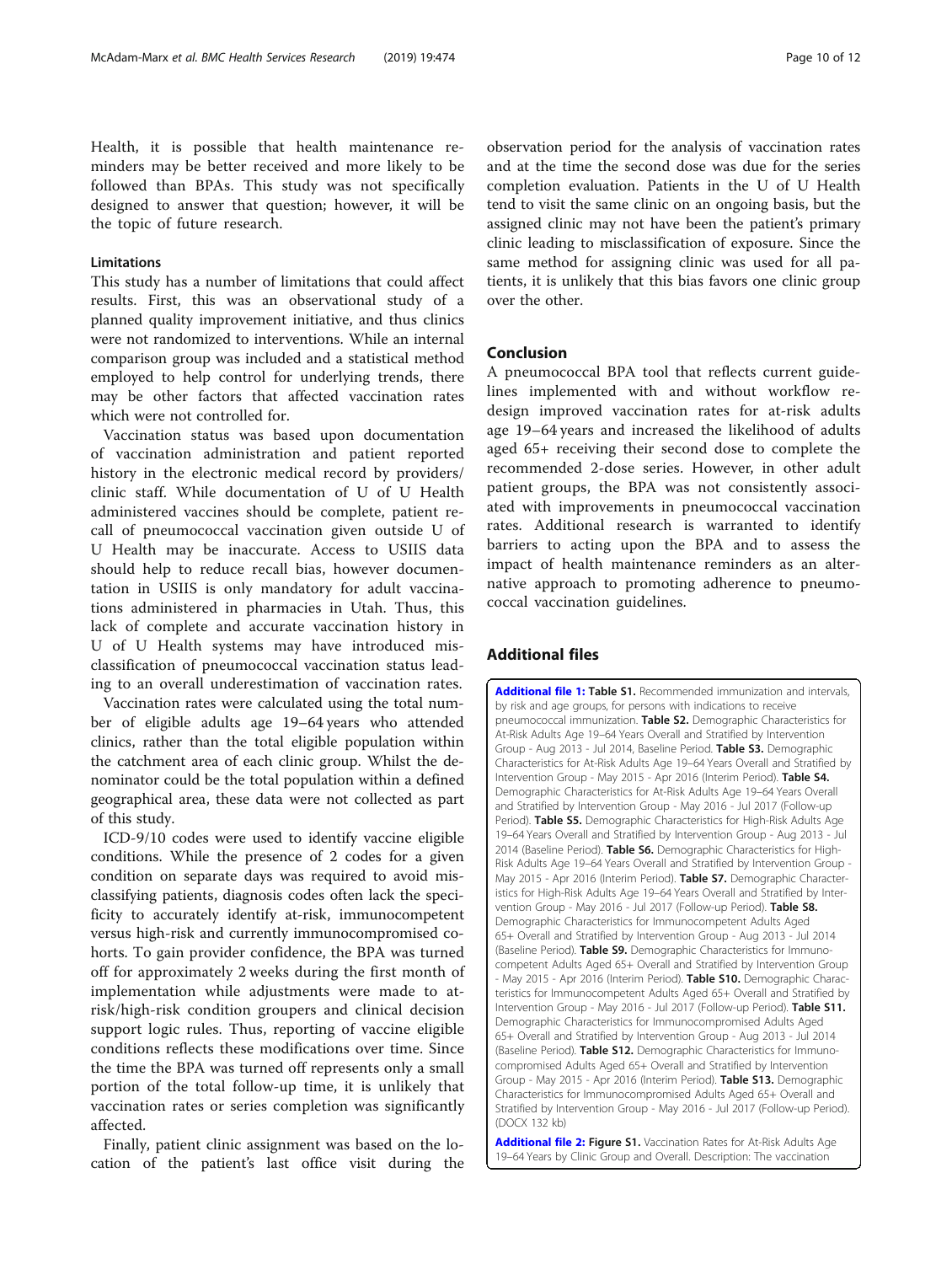Health, it is possible that health maintenance reminders may be better received and more likely to be followed than BPAs. This study was not specifically designed to answer that question; however, it will be the topic of future research.

### Limitations

This study has a number of limitations that could affect results. First, this was an observational study of a planned quality improvement initiative, and thus clinics were not randomized to interventions. While an internal comparison group was included and a statistical method employed to help control for underlying trends, there may be other factors that affected vaccination rates which were not controlled for.

Vaccination status was based upon documentation of vaccination administration and patient reported history in the electronic medical record by providers/clinic staff. While documentation of U of U Health administered vaccines should be complete, patient recall of pneumococcal vaccination given outside U of U Health may be inaccurate. Access to USIIS data should help to reduce recall bias, however documentation in USIIS is only mandatory for adult vaccinations administered in pharmacies in Utah. Thus, this lack of complete and accurate vaccination history in U of U Health systems may have introduced misclassification of pneumococcal vaccination status leading to an overall underestimation of vaccination rates.

Vaccination rates were calculated using the total number of eligible adults age 19–64 years who attended clinics, rather than the total eligible population within the catchment area of each clinic group. Whilst the denominator could be the total population within a defined geographical area, these data were not collected as part of this study.

ICD-9/10 codes were used to identify vaccine eligible conditions. While the presence of 2 codes for a given condition on separate days was required to avoid misclassifying patients, diagnosis codes often lack the specificity to accurately identify at-risk, immunocompetent versus high-risk and currently immunocompromised cohorts. To gain provider confidence, the BPA was turned off for approximately 2 weeks during the first month of implementation while adjustments were made to at-risk/high-risk condition groupers and clinical decision support logic rules. Thus, reporting of vaccine eligible conditions reflects these modifications over time. Since the time the BPA was turned off represents only a small portion of the total follow-up time, it is unlikely that vaccination rates or series completion was significantly affected.

Finally, patient clinic assignment was based on the location of the patient's last office visit during the observation period for the analysis of vaccination rates and at the time the second dose was due for the series completion evaluation. Patients in the U of U Health tend to visit the same clinic on an ongoing basis, but the assigned clinic may not have been the patient's primary clinic leading to misclassification of exposure. Since the same method for assigning clinic was used for all patients, it is unlikely that this bias favors one clinic group over the other.

## Conclusion

A pneumococcal BPA tool that reflects current guidelines implemented with and without workflow redesign improved vaccination rates for at-risk adults age 19–64 years and increased the likelihood of adults aged 65+ receiving their second dose to complete the recommended 2-dose series. However, in other adult patient groups, the BPA was not consistently associated with improvements in pneumococcal vaccination rates. Additional research is warranted to identify barriers to acting upon the BPA and to assess the impact of health maintenance reminders as an alternative approach to promoting adherence to pneumococcal vaccination guidelines.

## Additional files

**Additional file 1: Table S1.** Recommended immunization and intervals, by risk and age groups, for persons with indications to receive pneumococcal immunization. **Table S2.** Demographic Characteristics for At-Risk Adults Age 19–64 Years Overall and Stratified by Intervention Group - Aug 2013 - Jul 2014, Baseline Period. **Table S3.** Demographic Characteristics for At-Risk Adults Age 19–64 Years Overall and Stratified by Intervention Group - May 2015 - Apr 2016 (Interim Period). **Table S4.** Demographic Characteristics for At-Risk Adults Age 19–64 Years Overall and Stratified by Intervention Group - May 2016 - Jul 2017 (Follow-up Period). **Table S5.** Demographic Characteristics for High-Risk Adults Age 19–64 Years Overall and Stratified by Intervention Group - Aug 2013 - Jul 2014 (Baseline Period). **Table S6.** Demographic Characteristics for High-Risk Adults Age 19–64 Years Overall and Stratified by Intervention Group - May 2015 - Apr 2016 (Interim Period). **Table S7.** Demographic Characteristics for High-Risk Adults Age 19–64 Years Overall and Stratified by Intervention Group - May 2016 - Jul 2017 (Follow-up Period). **Table S8.** Demographic Characteristics for Immunocompetent Adults Aged 65+ Overall and Stratified by Intervention Group - Aug 2013 - Jul 2014 (Baseline Period). **Table S9.** Demographic Characteristics for Immunocompetent Adults Aged 65+ Overall and Stratified by Intervention Group - May 2015 - Apr 2016 (Interim Period). **Table S10.** Demographic Characteristics for Immunocompetent Adults Aged 65+ Overall and Stratified by Intervention Group - May 2016 - Jul 2017 (Follow-up Period). **Table S11.** Demographic Characteristics for Immunocompromised Adults Aged 65+ Overall and Stratified by Intervention Group - Aug 2013 - Jul 2014 (Baseline Period). **Table S12.** Demographic Characteristics for Immunocompromised Adults Aged 65+ Overall and Stratified by Intervention Group - May 2015 - Apr 2016 (Interim Period). **Table S13.** Demographic Characteristics for Immunocompromised Adults Aged 65+ Overall and Stratified by Intervention Group - May 2016 - Jul 2017 (Follow-up Period). (DOCX 132 kb)

**Additional file 2: Figure S1.** Vaccination Rates for At-Risk Adults Age 19–64 Years by Clinic Group and Overall. Description: The vaccination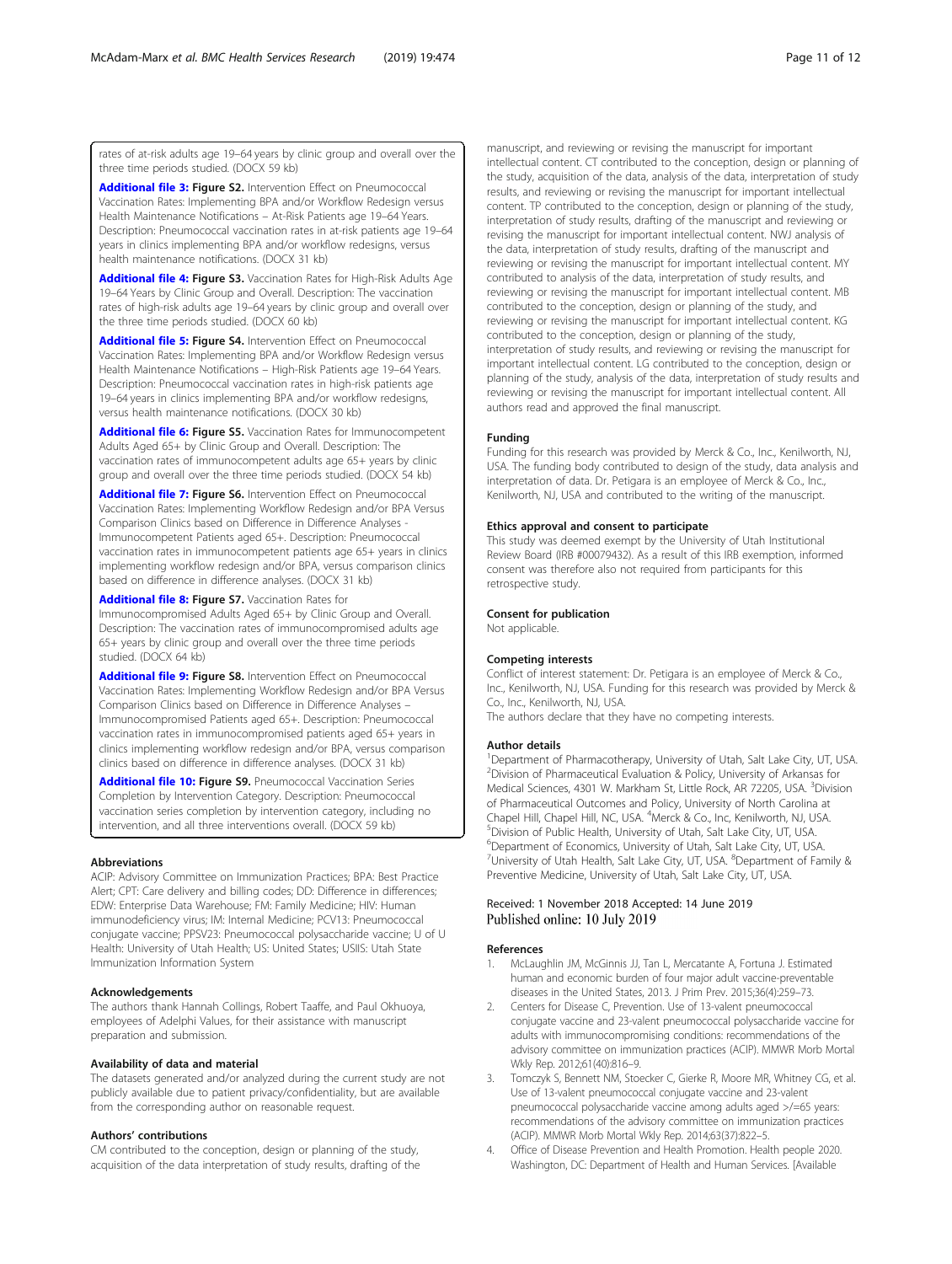rates of at-risk adults age 19–64 years by clinic group and overall over the three time periods studied. (DOCX 59 kb)

**Additional file 3: Figure S2.** Intervention Effect on Pneumococcal Vaccination Rates: Implementing BPA and/or Workflow Redesign versus Health Maintenance Notifications – At-Risk Patients age 19–64 Years. Description: Pneumococcal vaccination rates in at-risk patients age 19–64 years in clinics implementing BPA and/or workflow redesigns, versus health maintenance notifications. (DOCX 31 kb)

**Additional file 4: Figure S3.** Vaccination Rates for High-Risk Adults Age 19–64 Years by Clinic Group and Overall. Description: The vaccination rates of high-risk adults age 19–64 years by clinic group and overall over the three time periods studied. (DOCX 60 kb)

**Additional file 5: Figure S4.** Intervention Effect on Pneumococcal Vaccination Rates: Implementing BPA and/or Workflow Redesign versus Health Maintenance Notifications – High-Risk Patients age 19–64 Years. Description: Pneumococcal vaccination rates in high-risk patients age 19–64 years in clinics implementing BPA and/or workflow redesigns, versus health maintenance notifications. (DOCX 30 kb)

**Additional file 6: Figure S5.** Vaccination Rates for Immunocompetent Adults Aged 65+ by Clinic Group and Overall. Description: The vaccination rates of immunocompetent adults age 65+ years by clinic group and overall over the three time periods studied. (DOCX 54 kb)

**Additional file 7: Figure S6.** Intervention Effect on Pneumococcal Vaccination Rates: Implementing Workflow Redesign and/or BPA Versus Comparison Clinics based on Difference in Difference Analyses - Immunocompetent Patients aged 65+. Description: Pneumococcal vaccination rates in immunocompetent patients age 65+ years in clinics implementing workflow redesign and/or BPA, versus comparison clinics based on difference in difference analyses. (DOCX 31 kb)

**Additional file 8: Figure S7.** Vaccination Rates for Immunocompromised Adults Aged 65+ by Clinic Group and Overall. Description: The vaccination rates of immunocompromised adults age 65+ years by clinic group and overall over the three time periods studied. (DOCX 64 kb)

**Additional file 9: Figure S8.** Intervention Effect on Pneumococcal Vaccination Rates: Implementing Workflow Redesign and/or BPA Versus Comparison Clinics based on Difference in Difference Analyses – Immunocompromised Patients aged 65+. Description: Pneumococcal vaccination rates in immunocompromised patients aged 65+ years in clinics implementing workflow redesign and/or BPA, versus comparison clinics based on difference in difference analyses. (DOCX 31 kb)

**Additional file 10: Figure S9.** Pneumococcal Vaccination Series Completion by Intervention Category. Description: Pneumococcal vaccination series completion by intervention category, including no intervention, and all three interventions overall. (DOCX 59 kb)

### Abbreviations

ACIP: Advisory Committee on Immunization Practices; BPA: Best Practice Alert; CPT: Care delivery and billing codes; DD: Difference in differences; EDW: Enterprise Data Warehouse; FM: Family Medicine; HIV: Human immunodeficiency virus; IM: Internal Medicine; PCV13: Pneumococcal conjugate vaccine; PPSV23: Pneumococcal polysaccharide vaccine; U of U Health: University of Utah Health; US: United States; USIIS: Utah State Immunization Information System

### Acknowledgements

The authors thank Hannah Collings, Robert Taaffe, and Paul Okhuoya, employees of Adelphi Values, for their assistance with manuscript preparation and submission.

### Availability of data and material

The datasets generated and/or analyzed during the current study are not publicly available due to patient privacy/confidentiality, but are available from the corresponding author on reasonable request.

### Authors' contributions

CM contributed to the conception, design or planning of the study, acquisition of the data interpretation of study results, drafting of the manuscript, and reviewing or revising the manuscript for important intellectual content. CT contributed to the conception, design or planning of the study, acquisition of the data, analysis of the data, interpretation of study results, and reviewing or revising the manuscript for important intellectual content. TP contributed to the conception, design or planning of the study, interpretation of study results, drafting of the manuscript and reviewing or revising the manuscript for important intellectual content. NWJ analysis of the data, interpretation of study results, drafting of the manuscript and reviewing or revising the manuscript for important intellectual content. MY contributed to analysis of the data, interpretation of study results, and reviewing or revising the manuscript for important intellectual content. MB contributed to the conception, design or planning of the study, and reviewing or revising the manuscript for important intellectual content. KG contributed to the conception, design or planning of the study, interpretation of study results, and reviewing or revising the manuscript for important intellectual content. LG contributed to the conception, design or planning of the study, analysis of the data, interpretation of study results and reviewing or revising the manuscript for important intellectual content. All authors read and approved the final manuscript.

### Funding

Funding for this research was provided by Merck & Co., Inc., Kenilworth, NJ, USA. The funding body contributed to design of the study, data analysis and interpretation of data. Dr. Petigara is an employee of Merck & Co., Inc., Kenilworth, NJ, USA and contributed to the writing of the manuscript.

### Ethics approval and consent to participate

This study was deemed exempt by the University of Utah Institutional Review Board (IRB #00079432). As a result of this IRB exemption, informed consent was therefore also not required from participants for this retrospective study.

### Consent for publication

Not applicable.

### Competing interests

Conflict of interest statement: Dr. Petigara is an employee of Merck & Co., Inc., Kenilworth, NJ, USA. Funding for this research was provided by Merck & Co., Inc., Kenilworth, NJ, USA.
The authors declare that they have no competing interests.

### Author details

[1]Department of Pharmacotherapy, University of Utah, Salt Lake City, UT, USA. [2]Division of Pharmaceutical Evaluation & Policy, University of Arkansas for Medical Sciences, 4301 W. Markham St, Little Rock, AR 72205, USA. [3]Division of Pharmaceutical Outcomes and Policy, University of North Carolina at Chapel Hill, Chapel Hill, NC, USA. [4]Merck & Co., Inc, Kenilworth, NJ, USA. [5]Division of Public Health, University of Utah, Salt Lake City, UT, USA. [6]Department of Economics, University of Utah, Salt Lake City, UT, USA. [7]University of Utah Health, Salt Lake City, UT, USA. [8]Department of Family & Preventive Medicine, University of Utah, Salt Lake City, UT, USA.

Received: 1 November 2018 Accepted: 14 June 2019
Published online: 10 July 2019

### References

1. McLaughlin JM, McGinnis JJ, Tan L, Mercatante A, Fortuna J. Estimated human and economic burden of four major adult vaccine-preventable diseases in the United States, 2013. J Prim Prev. 2015;36(4):259–73.
2. Centers for Disease C, Prevention. Use of 13-valent pneumococcal conjugate vaccine and 23-valent pneumococcal polysaccharide vaccine for adults with immunocompromising conditions: recommendations of the advisory committee on immunization practices (ACIP). MMWR Morb Mortal Wkly Rep. 2012;61(40):816–9.
3. Tomczyk S, Bennett NM, Stoecker C, Gierke R, Moore MR, Whitney CG, et al. Use of 13-valent pneumococcal conjugate vaccine and 23-valent pneumococcal polysaccharide vaccine among adults aged >/=65 years: recommendations of the advisory committee on immunization practices (ACIP). MMWR Morb Mortal Wkly Rep. 2014;63(37):822–5.
4. Office of Disease Prevention and Health Promotion. Health people 2020. Washington, DC: Department of Health and Human Services. [Available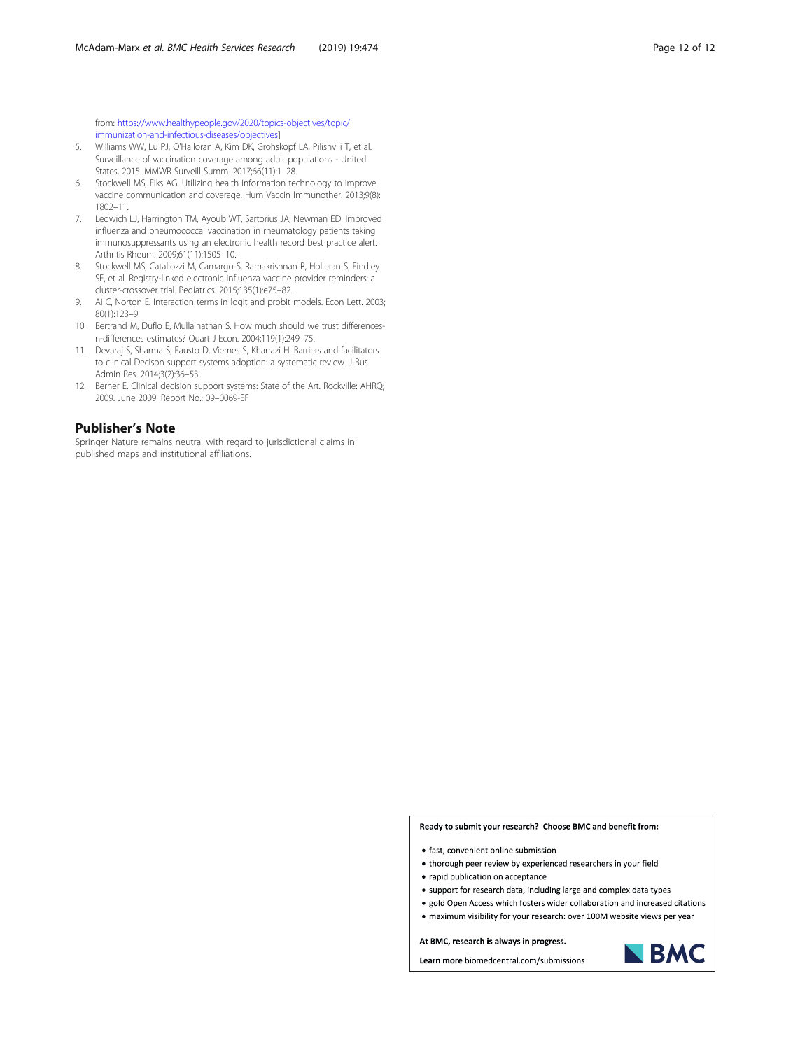from: https://www.healthypeople.gov/2020/topics-objectives/topic/immunization-and-infectious-diseases/objectives]

5. Williams WW, Lu PJ, O'Halloran A, Kim DK, Grohskopf LA, Pilishvili T, et al. Surveillance of vaccination coverage among adult populations - United States, 2015. MMWR Surveill Summ. 2017;66(11):1–28.
6. Stockwell MS, Fiks AG. Utilizing health information technology to improve vaccine communication and coverage. Hum Vaccin Immunother. 2013;9(8):1802–11.
7. Ledwich LJ, Harrington TM, Ayoub WT, Sartorius JA, Newman ED. Improved influenza and pneumococcal vaccination in rheumatology patients taking immunosuppressants using an electronic health record best practice alert. Arthritis Rheum. 2009;61(11):1505–10.
8. Stockwell MS, Catallozzi M, Camargo S, Ramakrishnan R, Holleran S, Findley SE, et al. Registry-linked electronic influenza vaccine provider reminders: a cluster-crossover trial. Pediatrics. 2015;135(1):e75–82.
9. Ai C, Norton E. Interaction terms in logit and probit models. Econ Lett. 2003;80(1):123–9.
10. Bertrand M, Duflo E, Mullainathan S. How much should we trust differences-n-differences estimates? Quart J Econ. 2004;119(1):249–75.
11. Devaraj S, Sharma S, Fausto D, Viernes S, Kharrazi H. Barriers and facilitators to clinical Decison support systems adoption: a systematic review. J Bus Admin Res. 2014;3(2):36–53.
12. Berner E. Clinical decision support systems: State of the Art. Rockville: AHRQ; 2009. June 2009. Report No.: 09–0069-EF

## Publisher's Note

Springer Nature remains neutral with regard to jurisdictional claims in published maps and institutional affiliations.

**Ready to submit your research? Choose BMC and benefit from:**

- fast, convenient online submission
- thorough peer review by experienced researchers in your field
- rapid publication on acceptance
- support for research data, including large and complex data types
- gold Open Access which fosters wider collaboration and increased citations
- maximum visibility for your research: over 100M website views per year

**At BMC, research is always in progress.**

**Learn more** biomedcentral.com/submissions

BMC